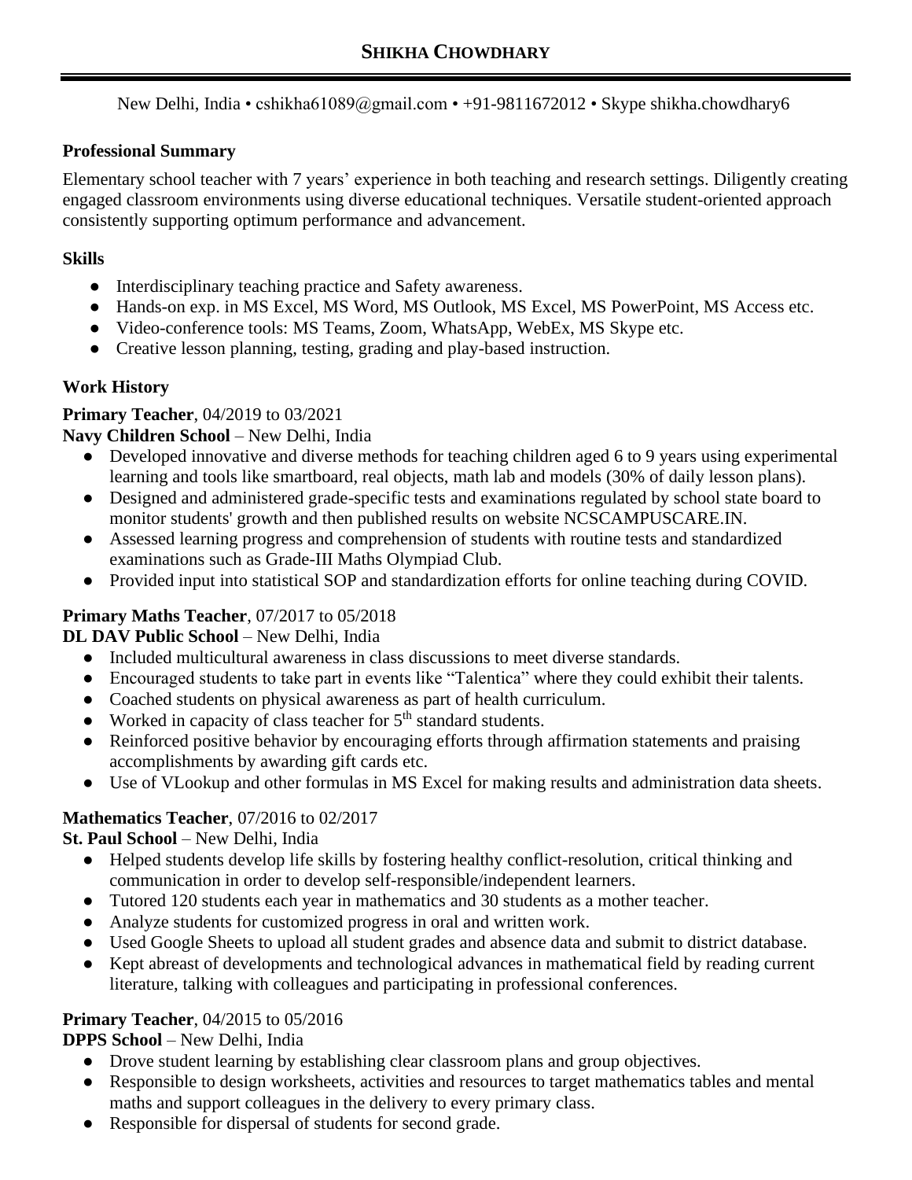# SHIKHA CHOWDHARY

New Delhi, India • cshikha61089@gmail.com • +91-9811672012 • Skype shikha.chowdhary6

### Professional Summary

Elementary school teacher with 7 years' experience in both teaching and research settings. Diligently creating engaged classroom environments using diverse educational techniques. Versatile student-oriented approach consistently supporting optimum performance and advancement.

### Skills

- Interdisciplinary teaching practice and Safety awareness.
- Hands-on exp. in MS Excel, MS Word, MS Outlook, MS Excel, MS PowerPoint, MS Access etc.
- Video-conference tools: MS Teams, Zoom, WhatsApp, WebEx, MS Skype etc.
- Creative lesson planning, testing, grading and play-based instruction.

### Work History

**Primary Teacher**, 04/2019 to 03/2021
**Navy Children School** – New Delhi, India

- Developed innovative and diverse methods for teaching children aged 6 to 9 years using experimental learning and tools like smartboard, real objects, math lab and models (30% of daily lesson plans).
- Designed and administered grade-specific tests and examinations regulated by school state board to monitor students' growth and then published results on website NCSCAMPUSCARE.IN.
- Assessed learning progress and comprehension of students with routine tests and standardized examinations such as Grade-III Maths Olympiad Club.
- Provided input into statistical SOP and standardization efforts for online teaching during COVID.

**Primary Maths Teacher**, 07/2017 to 05/2018
**DL DAV Public School** – New Delhi, India

- Included multicultural awareness in class discussions to meet diverse standards.
- Encouraged students to take part in events like "Talentica" where they could exhibit their talents.
- Coached students on physical awareness as part of health curriculum.
- Worked in capacity of class teacher for 5th standard students.
- Reinforced positive behavior by encouraging efforts through affirmation statements and praising accomplishments by awarding gift cards etc.
- Use of VLookup and other formulas in MS Excel for making results and administration data sheets.

**Mathematics Teacher**, 07/2016 to 02/2017
**St. Paul School** – New Delhi, India

- Helped students develop life skills by fostering healthy conflict-resolution, critical thinking and communication in order to develop self-responsible/independent learners.
- Tutored 120 students each year in mathematics and 30 students as a mother teacher.
- Analyze students for customized progress in oral and written work.
- Used Google Sheets to upload all student grades and absence data and submit to district database.
- Kept abreast of developments and technological advances in mathematical field by reading current literature, talking with colleagues and participating in professional conferences.

**Primary Teacher**, 04/2015 to 05/2016
**DPPS School** – New Delhi, India

- Drove student learning by establishing clear classroom plans and group objectives.
- Responsible to design worksheets, activities and resources to target mathematics tables and mental maths and support colleagues in the delivery to every primary class.
- Responsible for dispersal of students for second grade.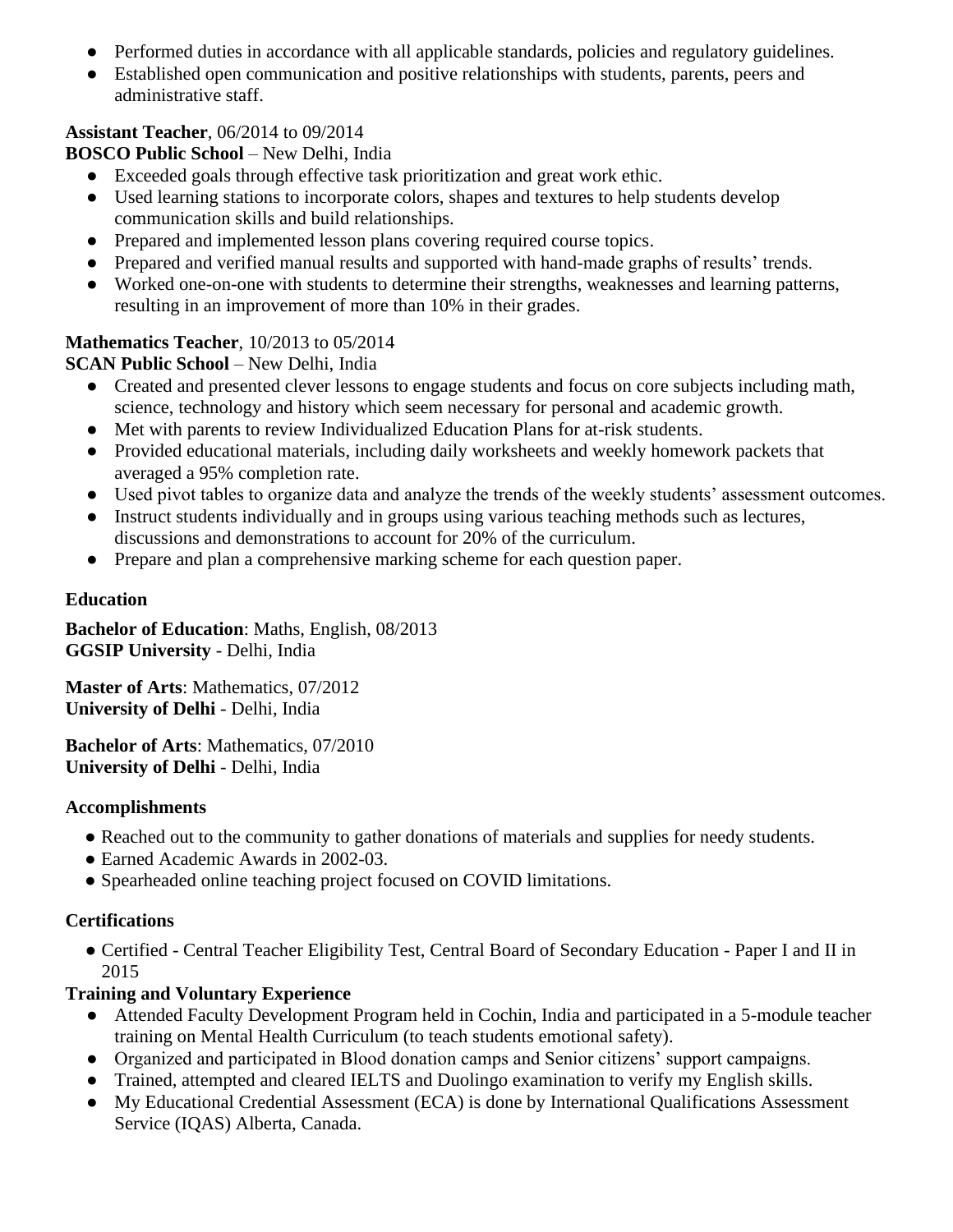- Performed duties in accordance with all applicable standards, policies and regulatory guidelines.
- Established open communication and positive relationships with students, parents, peers and administrative staff.

**Assistant Teacher**, 06/2014 to 09/2014
**BOSCO Public School** – New Delhi, India

- Exceeded goals through effective task prioritization and great work ethic.
- Used learning stations to incorporate colors, shapes and textures to help students develop communication skills and build relationships.
- Prepared and implemented lesson plans covering required course topics.
- Prepared and verified manual results and supported with hand-made graphs of results' trends.
- Worked one-on-one with students to determine their strengths, weaknesses and learning patterns, resulting in an improvement of more than 10% in their grades.

**Mathematics Teacher**, 10/2013 to 05/2014
**SCAN Public School** – New Delhi, India

- Created and presented clever lessons to engage students and focus on core subjects including math, science, technology and history which seem necessary for personal and academic growth.
- Met with parents to review Individualized Education Plans for at-risk students.
- Provided educational materials, including daily worksheets and weekly homework packets that averaged a 95% completion rate.
- Used pivot tables to organize data and analyze the trends of the weekly students' assessment outcomes.
- Instruct students individually and in groups using various teaching methods such as lectures, discussions and demonstrations to account for 20% of the curriculum.
- Prepare and plan a comprehensive marking scheme for each question paper.

## Education

**Bachelor of Education**: Maths, English, 08/2013
**GGSIP University** - Delhi, India

**Master of Arts**: Mathematics, 07/2012
**University of Delhi** - Delhi, India

**Bachelor of Arts**: Mathematics, 07/2010
**University of Delhi** - Delhi, India

## Accomplishments

- Reached out to the community to gather donations of materials and supplies for needy students.
- Earned Academic Awards in 2002-03.
- Spearheaded online teaching project focused on COVID limitations.

## Certifications

- Certified - Central Teacher Eligibility Test, Central Board of Secondary Education - Paper I and II in 2015

## Training and Voluntary Experience

- Attended Faculty Development Program held in Cochin, India and participated in a 5-module teacher training on Mental Health Curriculum (to teach students emotional safety).
- Organized and participated in Blood donation camps and Senior citizens' support campaigns.
- Trained, attempted and cleared IELTS and Duolingo examination to verify my English skills.
- My Educational Credential Assessment (ECA) is done by International Qualifications Assessment Service (IQAS) Alberta, Canada.